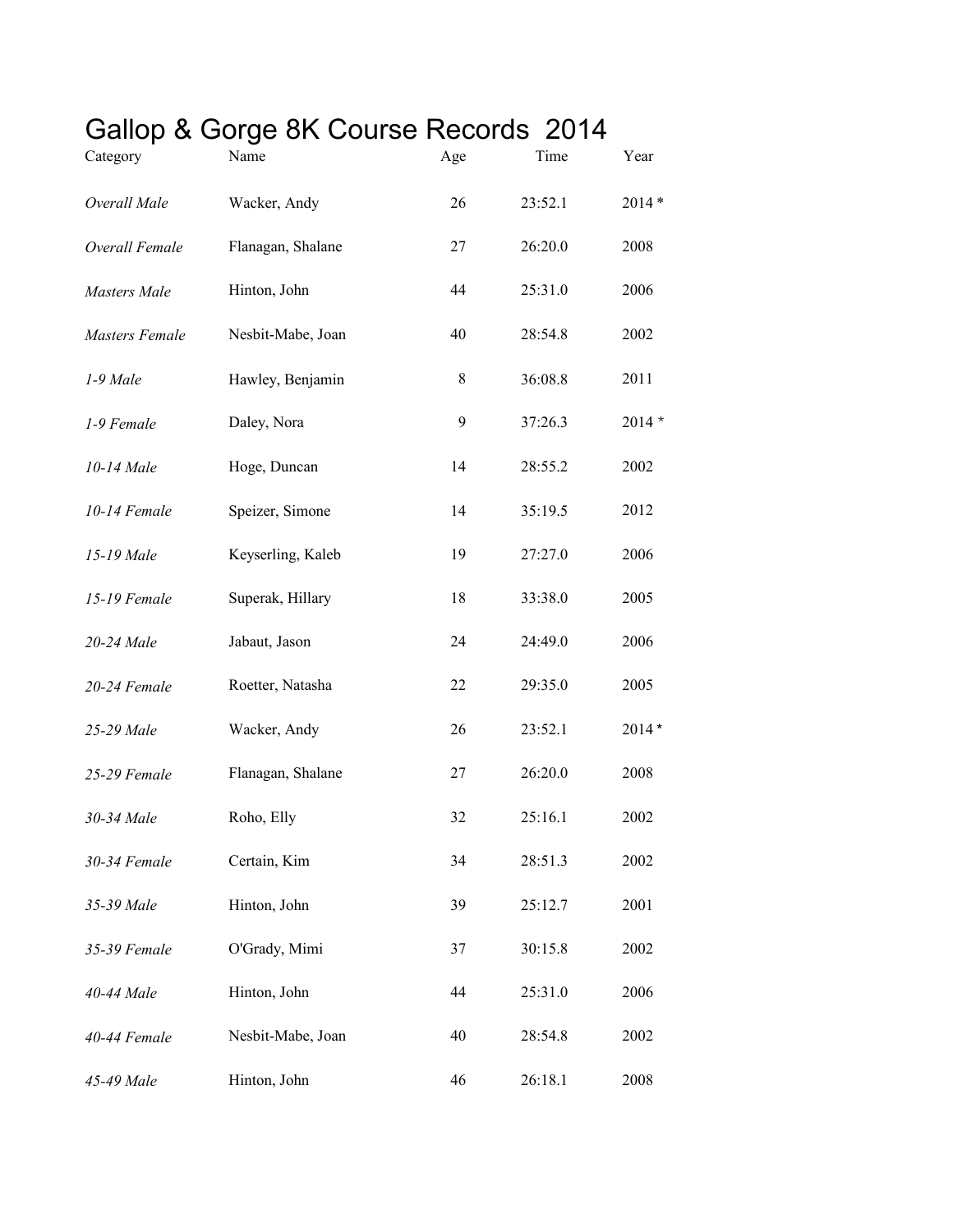# Gallop & Gorge 8K Course Records 2014

| Category | Name | Age | Time | Year |
|---|---|---|---|---|
| *Overall Male* | Wacker, Andy | 26 | 23:52.1 | 2014 * |
| *Overall Female* | Flanagan, Shalane | 27 | 26:20.0 | 2008 |
| *Masters Male* | Hinton, John | 44 | 25:31.0 | 2006 |
| *Masters Female* | Nesbit-Mabe, Joan | 40 | 28:54.8 | 2002 |
| *1-9 Male* | Hawley, Benjamin | 8 | 36:08.8 | 2011 |
| *1-9 Female* | Daley, Nora | 9 | 37:26.3 | 2014 * |
| *10-14 Male* | Hoge, Duncan | 14 | 28:55.2 | 2002 |
| *10-14 Female* | Speizer, Simone | 14 | 35:19.5 | 2012 |
| *15-19 Male* | Keyserling, Kaleb | 19 | 27:27.0 | 2006 |
| *15-19 Female* | Superak, Hillary | 18 | 33:38.0 | 2005 |
| *20-24 Male* | Jabaut, Jason | 24 | 24:49.0 | 2006 |
| *20-24 Female* | Roetter, Natasha | 22 | 29:35.0 | 2005 |
| *25-29 Male* | Wacker, Andy | 26 | 23:52.1 | 2014 * |
| *25-29 Female* | Flanagan, Shalane | 27 | 26:20.0 | 2008 |
| *30-34 Male* | Roho, Elly | 32 | 25:16.1 | 2002 |
| *30-34 Female* | Certain, Kim | 34 | 28:51.3 | 2002 |
| *35-39 Male* | Hinton, John | 39 | 25:12.7 | 2001 |
| *35-39 Female* | O'Grady, Mimi | 37 | 30:15.8 | 2002 |
| *40-44 Male* | Hinton, John | 44 | 25:31.0 | 2006 |
| *40-44 Female* | Nesbit-Mabe, Joan | 40 | 28:54.8 | 2002 |
| *45-49 Male* | Hinton, John | 46 | 26:18.1 | 2008 |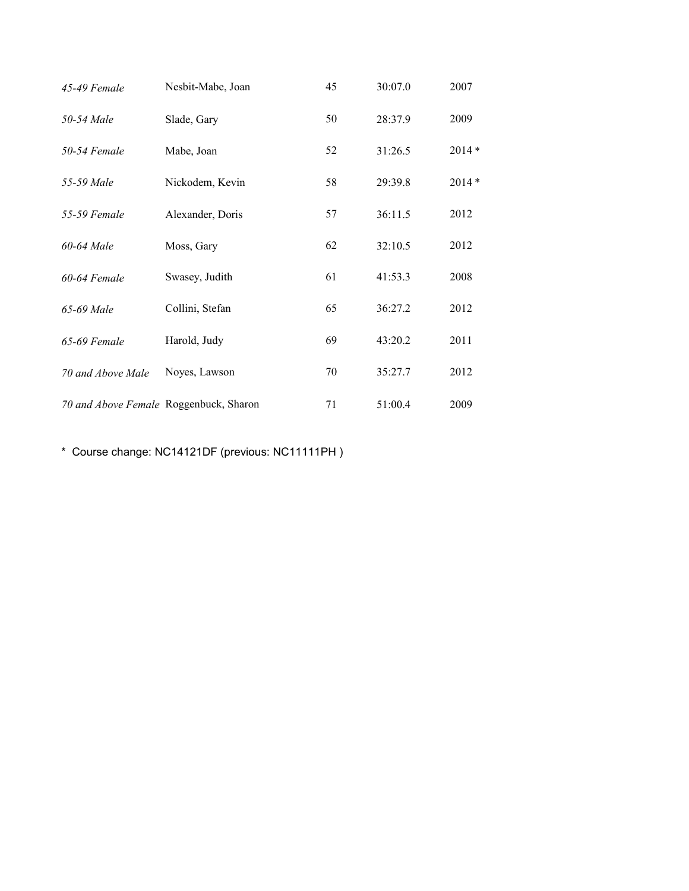| | | | | |
|---|---|---|---|---|
| *45-49 Female* | Nesbit-Mabe, Joan | 45 | 30:07.0 | 2007 |
| *50-54 Male* | Slade, Gary | 50 | 28:37.9 | 2009 |
| *50-54 Female* | Mabe, Joan | 52 | 31:26.5 | 2014 * |
| *55-59 Male* | Nickodem, Kevin | 58 | 29:39.8 | 2014 * |
| *55-59 Female* | Alexander, Doris | 57 | 36:11.5 | 2012 |
| *60-64 Male* | Moss, Gary | 62 | 32:10.5 | 2012 |
| *60-64 Female* | Swasey, Judith | 61 | 41:53.3 | 2008 |
| *65-69 Male* | Collini, Stefan | 65 | 36:27.2 | 2012 |
| *65-69 Female* | Harold, Judy | 69 | 43:20.2 | 2011 |
| *70 and Above Male* | Noyes, Lawson | 70 | 35:27.7 | 2012 |
| *70 and Above Female* | Roggenbuck, Sharon | 71 | 51:00.4 | 2009 |

* Course change: NC14121DF (previous: NC11111PH )